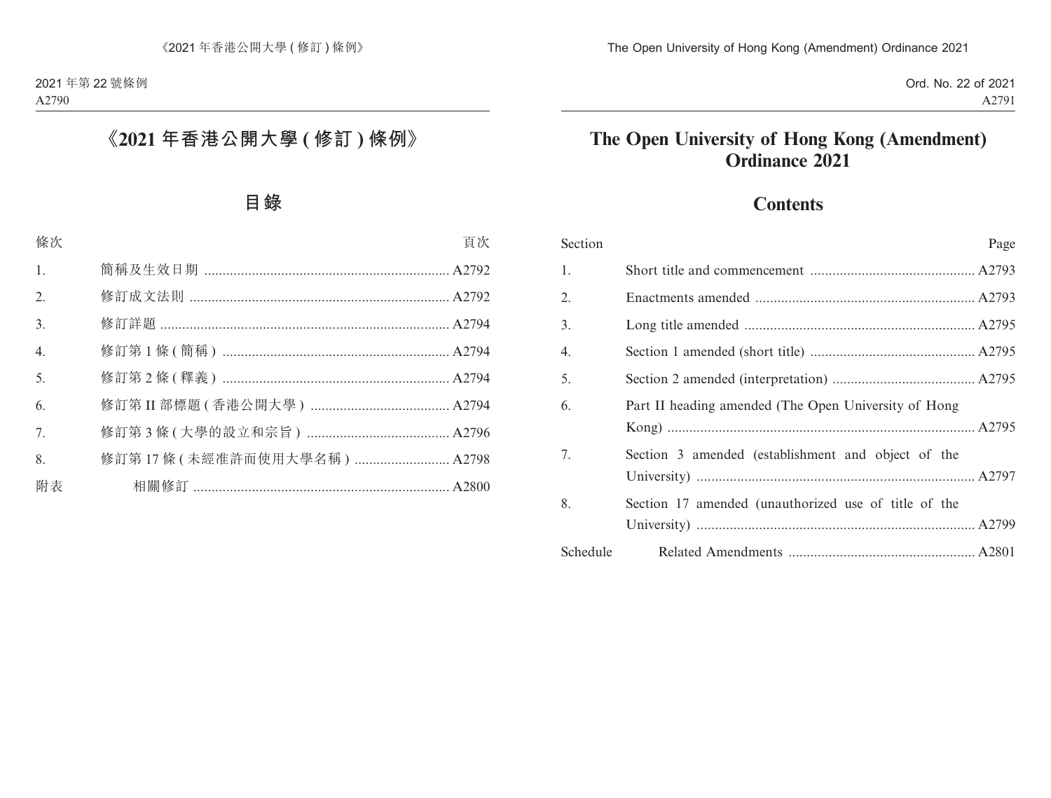# 《2021 年香港公開大學 (修訂) 條例》

## 目錄

| 條次 | | 頁次 |
|---|---|---|
| 1. | 簡稱及生效日期 | A2792 |
| 2. | 修訂成文法則 | A2792 |
| 3. | 修訂詳題 | A2794 |
| 4. | 修訂第 1 條 (簡稱) | A2794 |
| 5. | 修訂第 2 條 (釋義) | A2794 |
| 6. | 修訂第 II 部標題 (香港公開大學) | A2794 |
| 7. | 修訂第 3 條 (大學的設立和宗旨) | A2796 |
| 8. | 修訂第 17 條 (未經准許而使用大學名稱) | A2798 |
| 附表 | 相關修訂 | A2800 |

# The Open University of Hong Kong (Amendment) Ordinance 2021

## Contents

| Section | | Page |
|---|---|---|
| 1. | Short title and commencement | A2793 |
| 2. | Enactments amended | A2793 |
| 3. | Long title amended | A2795 |
| 4. | Section 1 amended (short title) | A2795 |
| 5. | Section 2 amended (interpretation) | A2795 |
| 6. | Part II heading amended (The Open University of Hong Kong) | A2795 |
| 7. | Section 3 amended (establishment and object of the University) | A2797 |
| 8. | Section 17 amended (unauthorized use of title of the University) | A2799 |
| Schedule | Related Amendments | A2801 |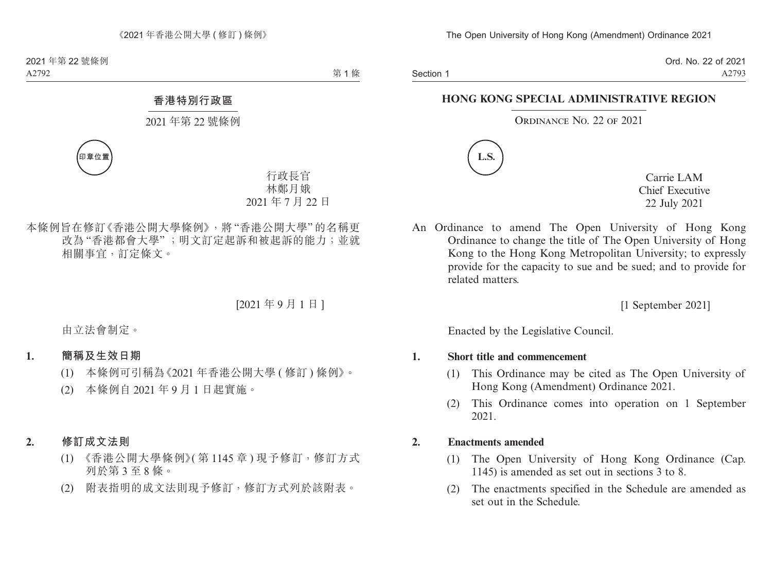## 香港特別行政區

2021 年第 22 號條例

印章位置

行政長官
林鄭月娥
2021 年 7 月 22 日

本條例旨在修訂《香港公開大學條例》，將“香港公開大學”的名稱更改為“香港都會大學”；明文訂定起訴和被起訴的能力；並就相關事宜，訂定條文。

[2021 年 9 月 1 日]

由立法會制定。

**1. 簡稱及生效日期**

(1) 本條例可引稱為《2021 年香港公開大學 (修訂) 條例》。

(2) 本條例自 2021 年 9 月 1 日起實施。

**2. 修訂成文法則**

(1) 《香港公開大學條例》(第 1145 章) 現予修訂，修訂方式列於第 3 至 8 條。

(2) 附表指明的成文法則現予修訂，修訂方式列於該附表。

## HONG KONG SPECIAL ADMINISTRATIVE REGION

ORDINANCE NO. 22 OF 2021

L.S.

Carrie LAM
Chief Executive
22 July 2021

An Ordinance to amend The Open University of Hong Kong Ordinance to change the title of The Open University of Hong Kong to the Hong Kong Metropolitan University; to expressly provide for the capacity to sue and be sued; and to provide for related matters.

[1 September 2021]

Enacted by the Legislative Council.

**1. Short title and commencement**

(1) This Ordinance may be cited as The Open University of Hong Kong (Amendment) Ordinance 2021.

(2) This Ordinance comes into operation on 1 September 2021.

**2. Enactments amended**

(1) The Open University of Hong Kong Ordinance (Cap. 1145) is amended as set out in sections 3 to 8.

(2) The enactments specified in the Schedule are amended as set out in the Schedule.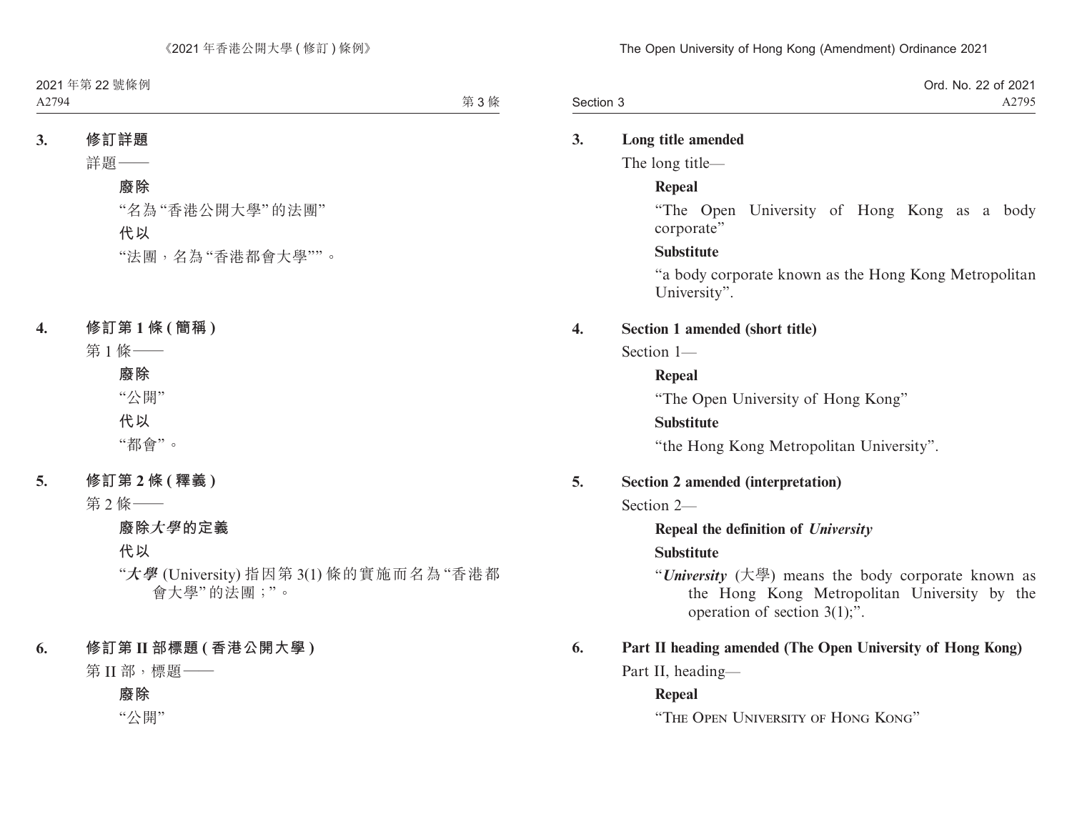**3. 修訂詳題**

詳題——

**廢除**

"名為"香港公開大學"的法團"

**代以**

"法團，名為"香港都會大學""。

**4. 修訂第 1 條 (簡稱)**

第 1 條——

**廢除**

"公開"

**代以**

"都會"。

**5. 修訂第 2 條 (釋義)**

第 2 條——

**廢除*大學*的定義**

**代以**

"***大學*** (University) 指因第 3(1) 條的實施而名為"香港都會大學"的法團；"。

**6. 修訂第 II 部標題 (香港公開大學)**

第 II 部，標題——

**廢除**

"公開"

**3. Long title amended**

The long title—

**Repeal**

"The Open University of Hong Kong as a body corporate"

**Substitute**

"a body corporate known as the Hong Kong Metropolitan University".

**4. Section 1 amended (short title)**

Section 1—

**Repeal**

"The Open University of Hong Kong"

**Substitute**

"the Hong Kong Metropolitan University".

**5. Section 2 amended (interpretation)**

Section 2—

**Repeal the definition of *University***

**Substitute**

"***University*** (大學) means the body corporate known as the Hong Kong Metropolitan University by the operation of section 3(1);".

**6. Part II heading amended (The Open University of Hong Kong)**

Part II, heading—

**Repeal**

"THE OPEN UNIVERSITY OF HONG KONG"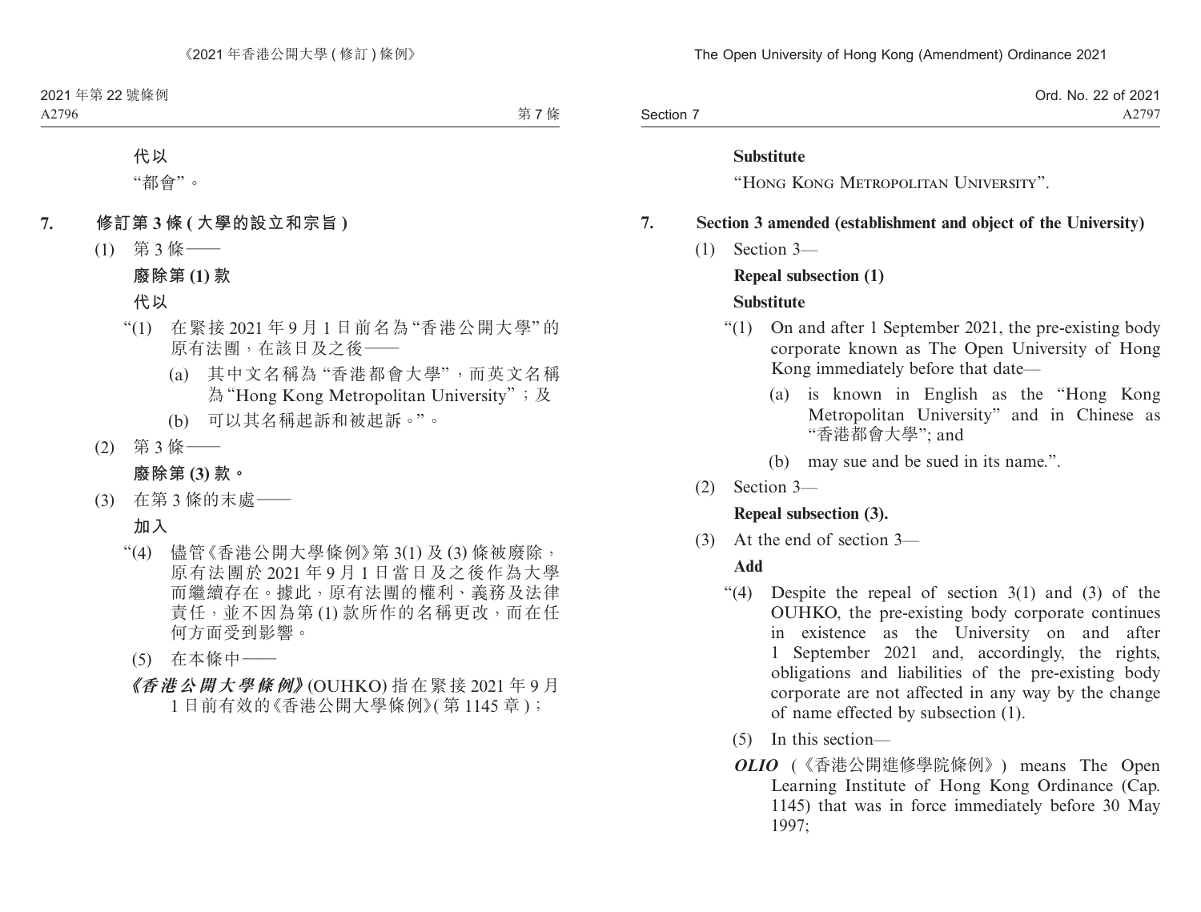代以

"都會"。

**7. 修訂第 3 條 ( 大學的設立和宗旨 )**

(1) 第 3 條——

**廢除第 (1) 款**

**代以**

"(1) 在緊接 2021 年 9 月 1 日前名為 "香港公開大學" 的原有法團，在該日及之後——

(a) 其中文名稱為 "香港都會大學"，而英文名稱為 "Hong Kong Metropolitan University"；及

(b) 可以其名稱起訴和被起訴。"。

(2) 第 3 條——

**廢除第 (3) 款。**

(3) 在第 3 條的末處——

**加入**

"(4) 儘管《香港公開大學條例》第 3(1) 及 (3) 條被廢除，原有法團於 2021 年 9 月 1 日當日及之後作為大學而繼續存在。據此，原有法團的權利、義務及法律責任，並不因為第 (1) 款所作的名稱更改，而在任何方面受到影響。

(5) 在本條中——

***《香港公開大學條例》***(OUHKO) 指在緊接 2021 年 9 月 1 日前有效的《香港公開大學條例》( 第 1145 章 )；

**Substitute**

"Hong Kong Metropolitan University".

**7. Section 3 amended (establishment and object of the University)**

(1) Section 3—

**Repeal subsection (1)**

**Substitute**

"(1) On and after 1 September 2021, the pre-existing body corporate known as The Open University of Hong Kong immediately before that date—

(a) is known in English as the "Hong Kong Metropolitan University" and in Chinese as "香港都會大學"; and

(b) may sue and be sued in its name.".

(2) Section 3—

**Repeal subsection (3).**

(3) At the end of section 3—

**Add**

"(4) Despite the repeal of section 3(1) and (3) of the OUHKO, the pre-existing body corporate continues in existence as the University on and after 1 September 2021 and, accordingly, the rights, obligations and liabilities of the pre-existing body corporate are not affected in any way by the change of name effected by subsection (1).

(5) In this section—

***OLIO*** (《香港公開進修學院條例》) means The Open Learning Institute of Hong Kong Ordinance (Cap. 1145) that was in force immediately before 30 May 1997;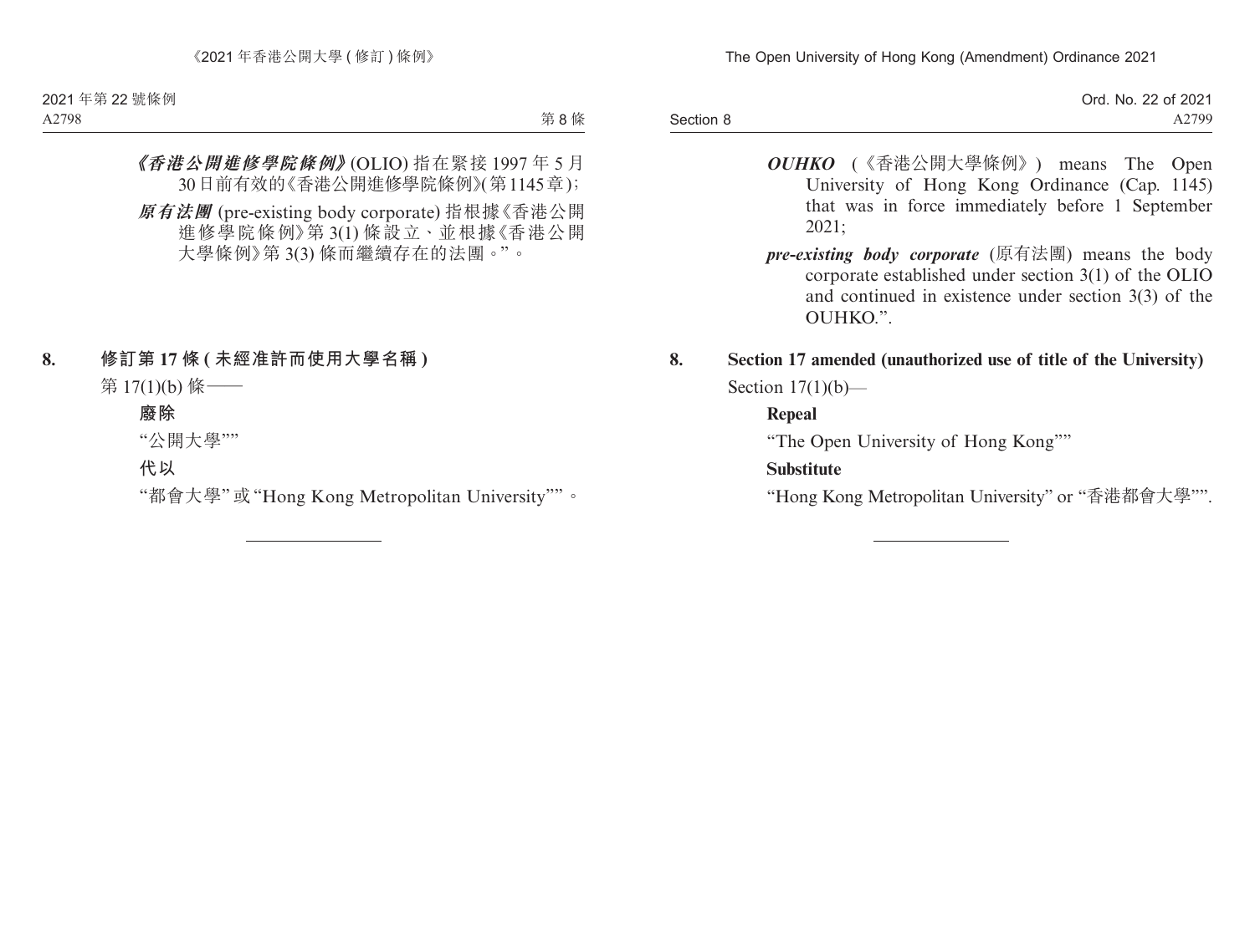***《香港公開進修學院條例》*** (OLIO) 指在緊接 1997 年 5 月 30 日前有效的《香港公開進修學院條例》(第 1145 章)；

***原有法團*** (pre-existing body corporate) 指根據《香港公開進修學院條例》第 3(1) 條設立、並根據《香港公開大學條例》第 3(3) 條而繼續存在的法團。”。

## 8. 修訂第 17 條 (未經准許而使用大學名稱)

第 17(1)(b) 條——

**廢除**

“公開大學””

**代以**

“都會大學” 或 “Hong Kong Metropolitan University””。

---

***OUHKO*** (《香港公開大學條例》) means The Open University of Hong Kong Ordinance (Cap. 1145) that was in force immediately before 1 September 2021;

***pre-existing body corporate*** (原有法團) means the body corporate established under section 3(1) of the OLIO and continued in existence under section 3(3) of the OUHKO.”.

## 8. Section 17 amended (unauthorized use of title of the University)

Section 17(1)(b)—

**Repeal**

“The Open University of Hong Kong””

**Substitute**

“Hong Kong Metropolitan University” or “香港都會大學””.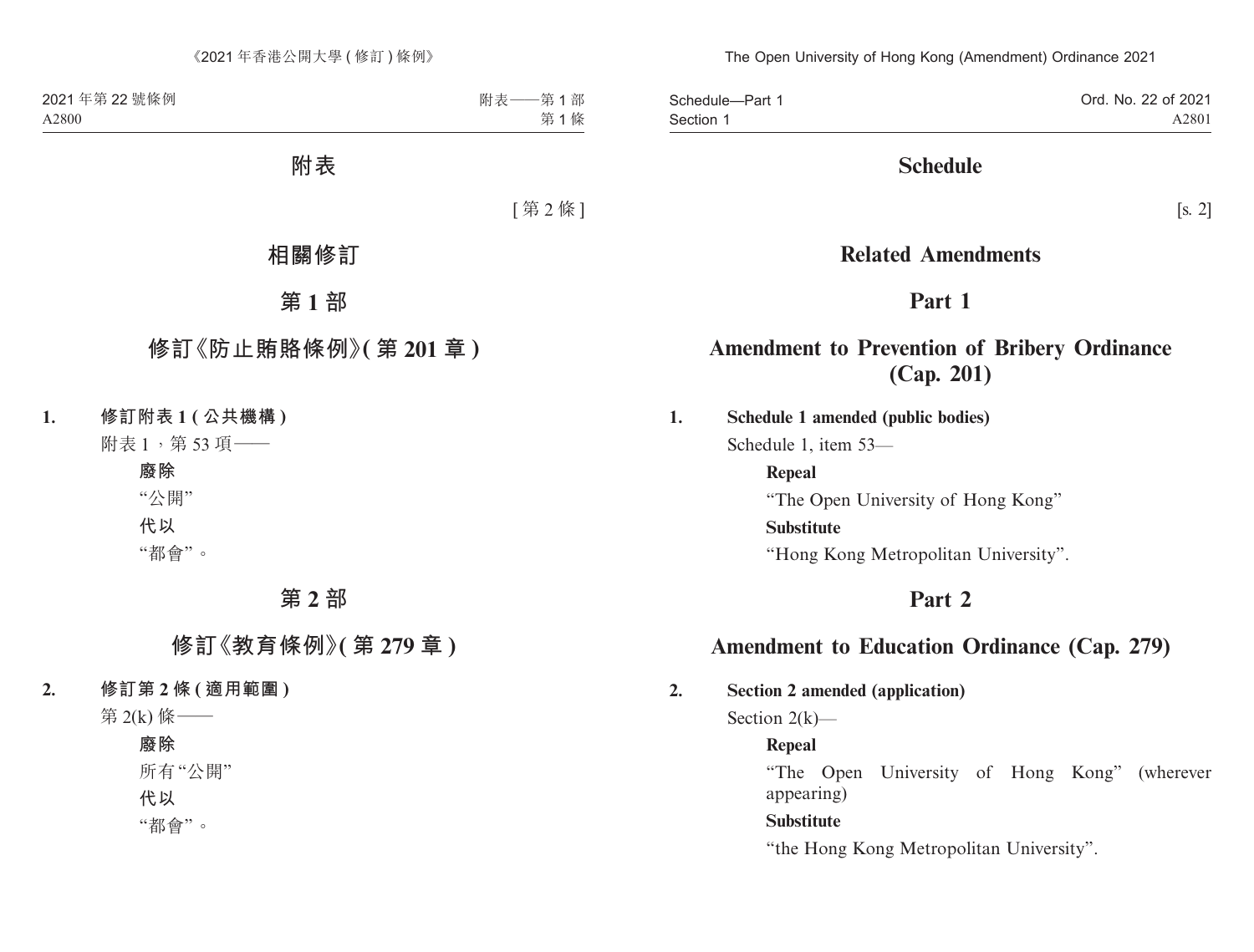# 附表

[第 2 條]

## 相關修訂

## 第 1 部

## 修訂《防止賄賂條例》(第 201 章)

**1. 修訂附表 1 (公共機構)**

附表 1,第 53 項——

**廢除**

“公開”

**代以**

“都會”。

## 第 2 部

## 修訂《教育條例》(第 279 章)

**2. 修訂第 2 條 (適用範圍)**

第 2(k) 條——

**廢除**

所有“公開”

**代以**

“都會”。

# Schedule

[s. 2]

## Related Amendments

## Part 1

## Amendment to Prevention of Bribery Ordinance (Cap. 201)

**1. Schedule 1 amended (public bodies)**

Schedule 1, item 53—

**Repeal**

“The Open University of Hong Kong”

**Substitute**

“Hong Kong Metropolitan University”.

## Part 2

## Amendment to Education Ordinance (Cap. 279)

**2. Section 2 amended (application)**

Section 2(k)—

**Repeal**

“The Open University of Hong Kong” (wherever appearing)

**Substitute**

“the Hong Kong Metropolitan University”.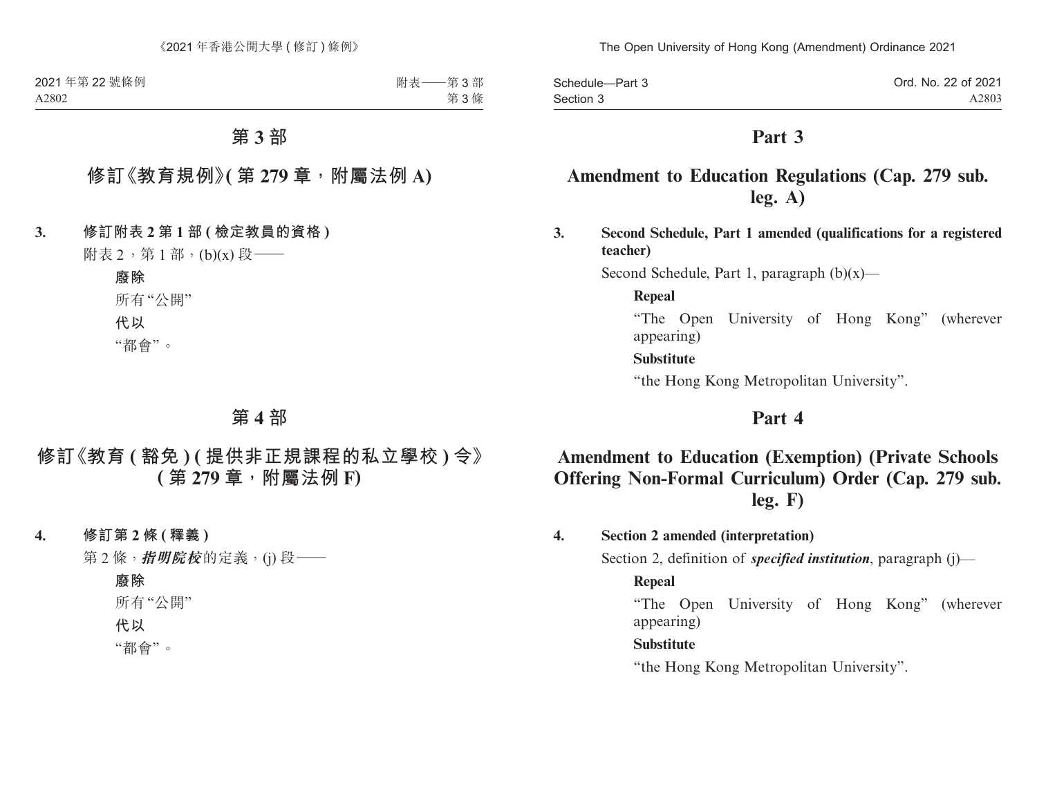# 第 3 部

## 修訂《教育規例》(第 279 章，附屬法例 A)

**3. 修訂附表 2 第 1 部 (檢定教員的資格)**

附表 2，第 1 部，(b)(x) 段——

**廢除**

所有“公開”

**代以**

“都會”。

# 第 4 部

## 修訂《教育 (豁免) (提供非正規課程的私立學校) 令》(第 279 章，附屬法例 F)

**4. 修訂第 2 條 (釋義)**

第 2 條，***指明院校***的定義，(j) 段——

**廢除**

所有“公開”

**代以**

“都會”。

# Part 3

## Amendment to Education Regulations (Cap. 279 sub. leg. A)

**3. Second Schedule, Part 1 amended (qualifications for a registered teacher)**

Second Schedule, Part 1, paragraph (b)(x)—

**Repeal**

“The Open University of Hong Kong” (wherever appearing)

**Substitute**

“the Hong Kong Metropolitan University”.

# Part 4

## Amendment to Education (Exemption) (Private Schools Offering Non-Formal Curriculum) Order (Cap. 279 sub. leg. F)

**4. Section 2 amended (interpretation)**

Section 2, definition of ***specified institution***, paragraph (j)—

**Repeal**

“The Open University of Hong Kong” (wherever appearing)

**Substitute**

“the Hong Kong Metropolitan University”.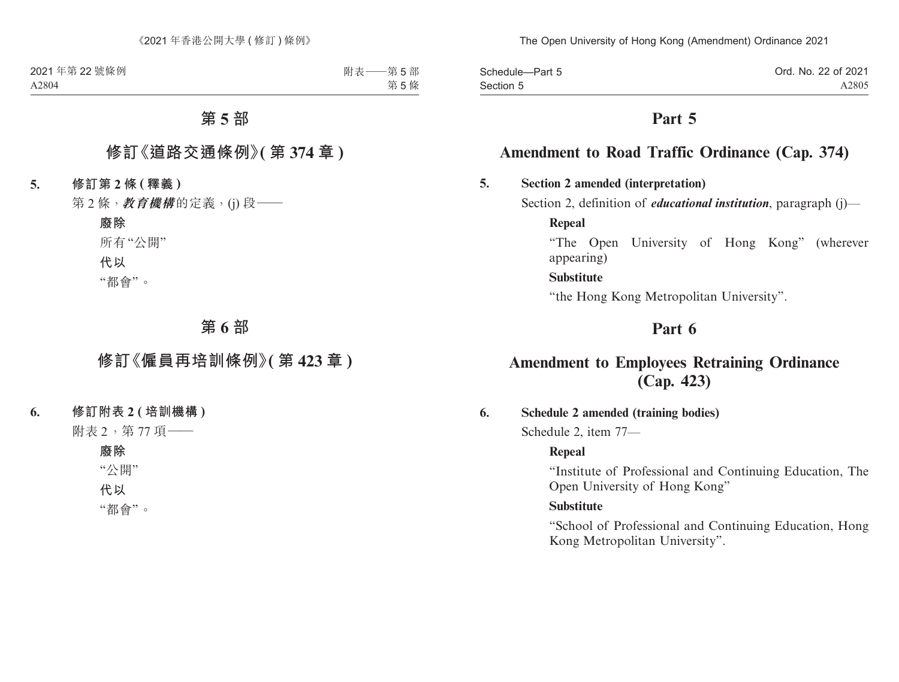## 第 5 部

## 修訂《道路交通條例》(第 374 章)

**5. 修訂第 2 條 (釋義)**

第 2 條，***教育機構***的定義，(j) 段——

**廢除**

所有“公開”

**代以**

“都會”。

## 第 6 部

## 修訂《僱員再培訓條例》(第 423 章)

**6. 修訂附表 2 (培訓機構)**

附表 2，第 77 項——

**廢除**

“公開”

**代以**

“都會”。

## Part 5

## Amendment to Road Traffic Ordinance (Cap. 374)

**5. Section 2 amended (interpretation)**

Section 2, definition of ***educational institution***, paragraph (j)—

**Repeal**

“The Open University of Hong Kong” (wherever appearing)

**Substitute**

“the Hong Kong Metropolitan University”.

## Part 6

## Amendment to Employees Retraining Ordinance (Cap. 423)

**6. Schedule 2 amended (training bodies)**

Schedule 2, item 77—

**Repeal**

“Institute of Professional and Continuing Education, The Open University of Hong Kong”

**Substitute**

“School of Professional and Continuing Education, Hong Kong Metropolitan University”.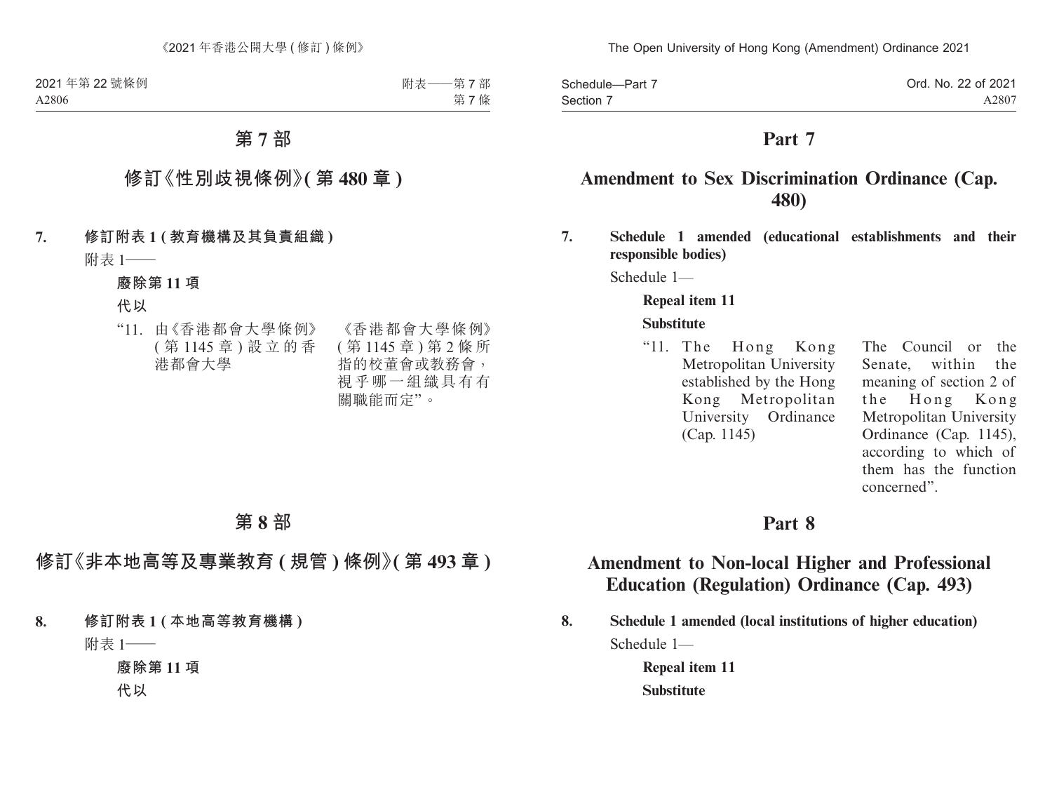# 第 7 部

## 修訂《性別歧視條例》(第 480 章)

**7. 修訂附表 1 (教育機構及其負責組織)**

附表 1——

**廢除第 11 項**

**代以**

| | |
|---|---|
| “11. 由《香港都會大學條例》(第 1145 章) 設立的香港都會大學 | 《香港都會大學條例》(第 1145 章) 第 2 條所指的校董會或教務會，視乎哪一組織具有有關職能而定”。 |

# 第 8 部

## 修訂《非本地高等及專業教育 (規管) 條例》(第 493 章)

**8. 修訂附表 1 (本地高等教育機構)**

附表 1——

**廢除第 11 項**

**代以**

# Part 7

## Amendment to Sex Discrimination Ordinance (Cap. 480)

**7. Schedule 1 amended (educational establishments and their responsible bodies)**

Schedule 1—

**Repeal item 11**

**Substitute**

| | |
|---|---|
| “11. The Hong Kong Metropolitan University established by the Hong Kong Metropolitan University Ordinance (Cap. 1145) | The Council or the Senate, within the meaning of section 2 of the Hong Kong Metropolitan University Ordinance (Cap. 1145), according to which of them has the function concerned”. |

# Part 8

## Amendment to Non-local Higher and Professional Education (Regulation) Ordinance (Cap. 493)

**8. Schedule 1 amended (local institutions of higher education)**

Schedule 1—

**Repeal item 11**

**Substitute**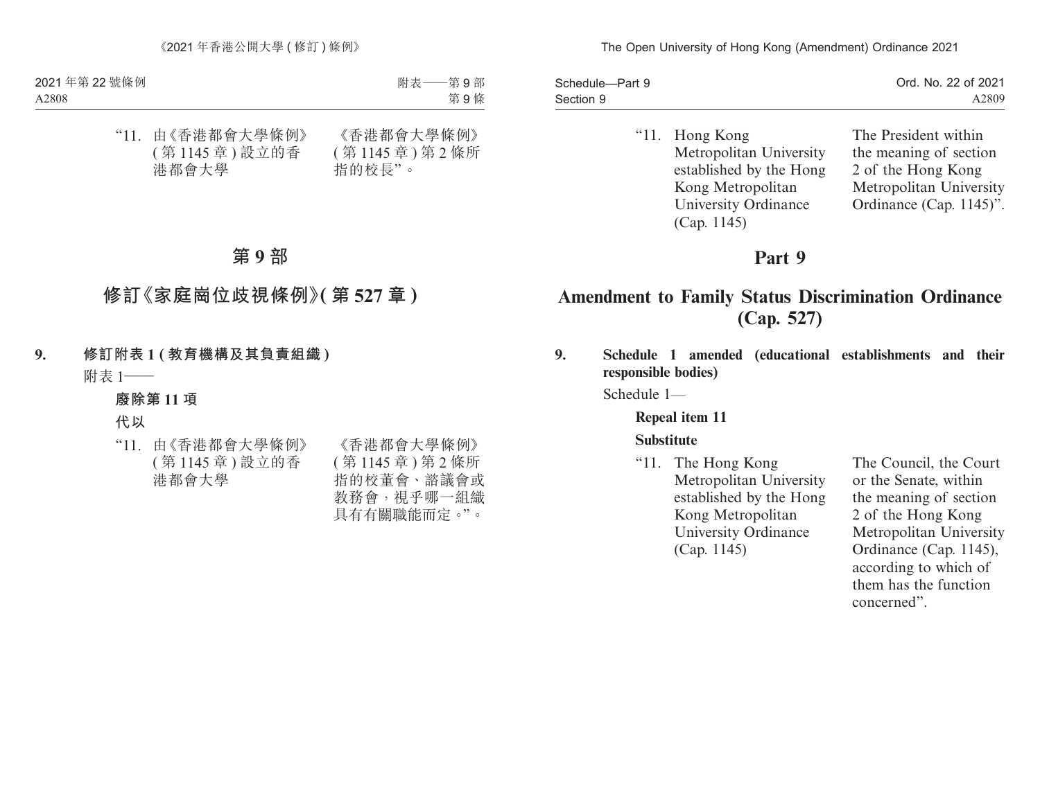“11. 由《香港都會大學條例》(第 1145 章) 設立的香港都會大學 | 《香港都會大學條例》(第 1145 章) 第 2 條所指的校長”。

# 第 9 部

## 修訂《家庭崗位歧視條例》(第 527 章)

**9. 修訂附表 1 (教育機構及其負責組織)**

附表 1——

**廢除第 11 項**

**代以**

“11. 由《香港都會大學條例》(第 1145 章) 設立的香港都會大學 | 《香港都會大學條例》(第 1145 章) 第 2 條所指的校董會、諮議會或教務會，視乎哪一組織具有有關職能而定。”。

“11. Hong Kong Metropolitan University established by the Hong Kong Metropolitan University Ordinance (Cap. 1145) | The President within the meaning of section 2 of the Hong Kong Metropolitan University Ordinance (Cap. 1145)”.

# Part 9

## Amendment to Family Status Discrimination Ordinance (Cap. 527)

**9. Schedule 1 amended (educational establishments and their responsible bodies)**

Schedule 1—

**Repeal item 11**

**Substitute**

“11. The Hong Kong Metropolitan University established by the Hong Kong Metropolitan University Ordinance (Cap. 1145) | The Council, the Court or the Senate, within the meaning of section 2 of the Hong Kong Metropolitan University Ordinance (Cap. 1145), according to which of them has the function concerned”.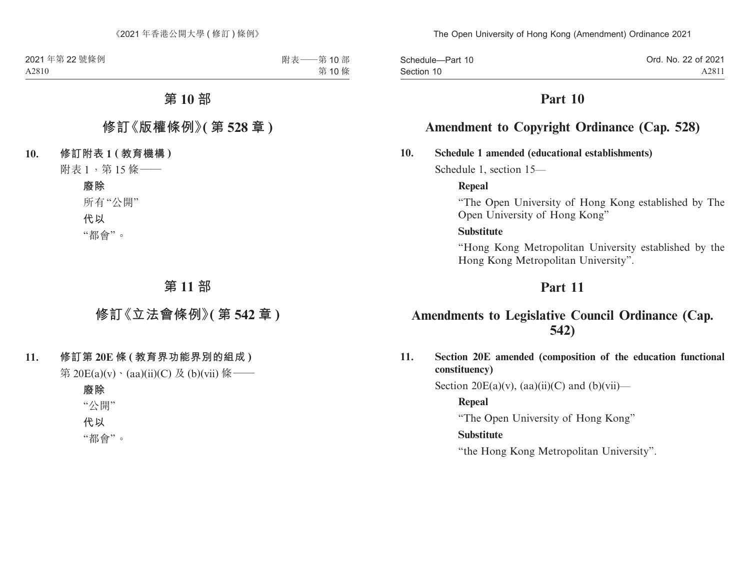# 第 10 部

## 修訂《版權條例》(第 528 章)

**10. 修訂附表 1 (教育機構)**

附表 1，第 15 條——

**廢除**

所有“公開”

**代以**

“都會”。

# 第 11 部

## 修訂《立法會條例》(第 542 章)

**11. 修訂第 20E 條 (教育界功能界別的組成)**

第 20E(a)(v)、(aa)(ii)(C) 及 (b)(vii) 條——

**廢除**

“公開”

**代以**

“都會”。

# Part 10

## Amendment to Copyright Ordinance (Cap. 528)

**10. Schedule 1 amended (educational establishments)**

Schedule 1, section 15—

**Repeal**

“The Open University of Hong Kong established by The Open University of Hong Kong”

**Substitute**

“Hong Kong Metropolitan University established by the Hong Kong Metropolitan University”.

# Part 11

## Amendments to Legislative Council Ordinance (Cap. 542)

**11. Section 20E amended (composition of the education functional constituency)**

Section 20E(a)(v), (aa)(ii)(C) and (b)(vii)—

**Repeal**

“The Open University of Hong Kong”

**Substitute**

“the Hong Kong Metropolitan University”.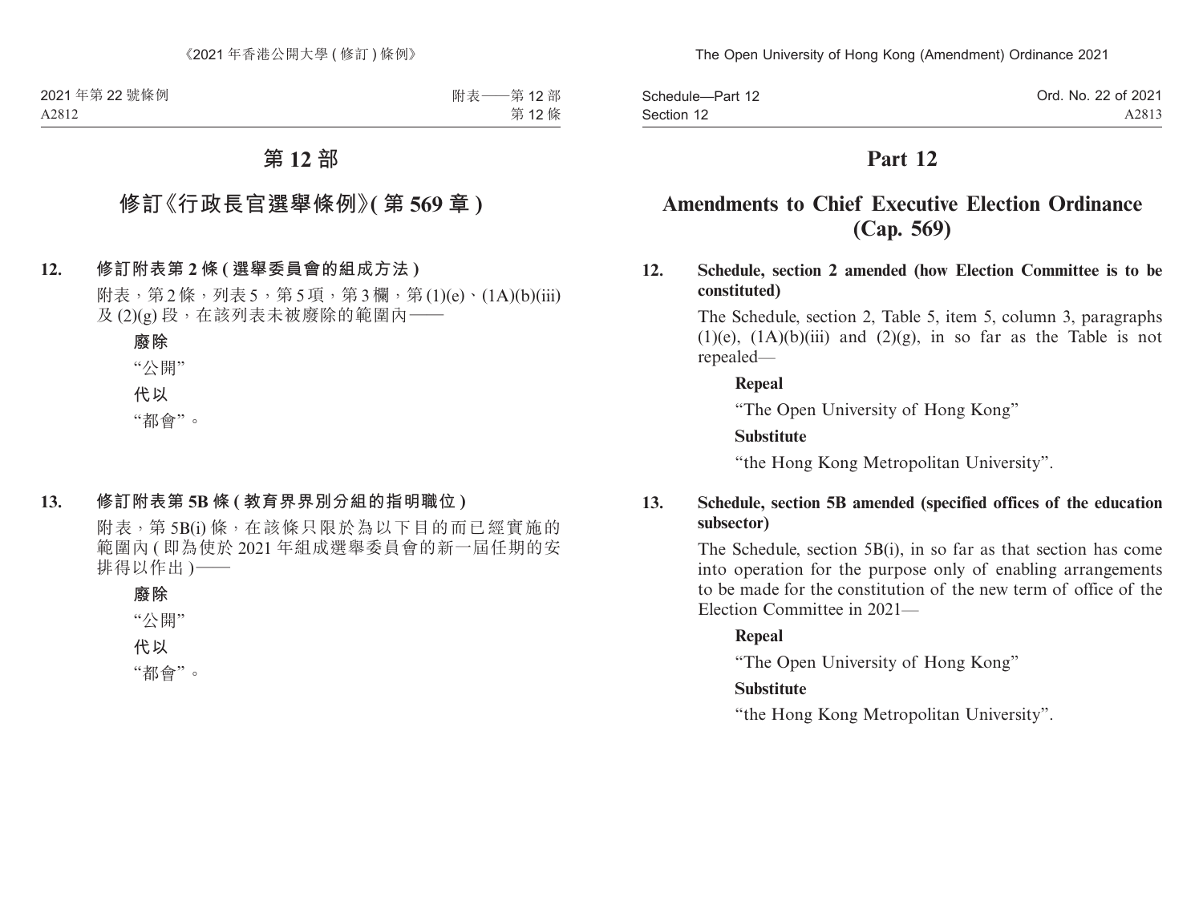# 第 12 部

## 修訂《行政長官選舉條例》(第 569 章)

**12. 修訂附表第 2 條 (選舉委員會的組成方法)**

附表，第 2 條，列表 5，第 5 項，第 3 欄，第 (1)(e)、(1A)(b)(iii) 及 (2)(g) 段，在該列表未被廢除的範圍內——

**廢除**

“公開”

**代以**

“都會”。

**13. 修訂附表第 5B 條 (教育界界別分組的指明職位)**

附表，第 5B(i) 條，在該條只限於為以下目的而已經實施的範圍內 (即為使於 2021 年組成選舉委員會的新一屆任期的安排得以作出)——

**廢除**

“公開”

**代以**

“都會”。

# Part 12

## Amendments to Chief Executive Election Ordinance (Cap. 569)

**12. Schedule, section 2 amended (how Election Committee is to be constituted)**

The Schedule, section 2, Table 5, item 5, column 3, paragraphs (1)(e), (1A)(b)(iii) and (2)(g), in so far as the Table is not repealed—

**Repeal**

“The Open University of Hong Kong”

**Substitute**

“the Hong Kong Metropolitan University”.

**13. Schedule, section 5B amended (specified offices of the education subsector)**

The Schedule, section 5B(i), in so far as that section has come into operation for the purpose only of enabling arrangements to be made for the constitution of the new term of office of the Election Committee in 2021—

**Repeal**

“The Open University of Hong Kong”

**Substitute**

“the Hong Kong Metropolitan University”.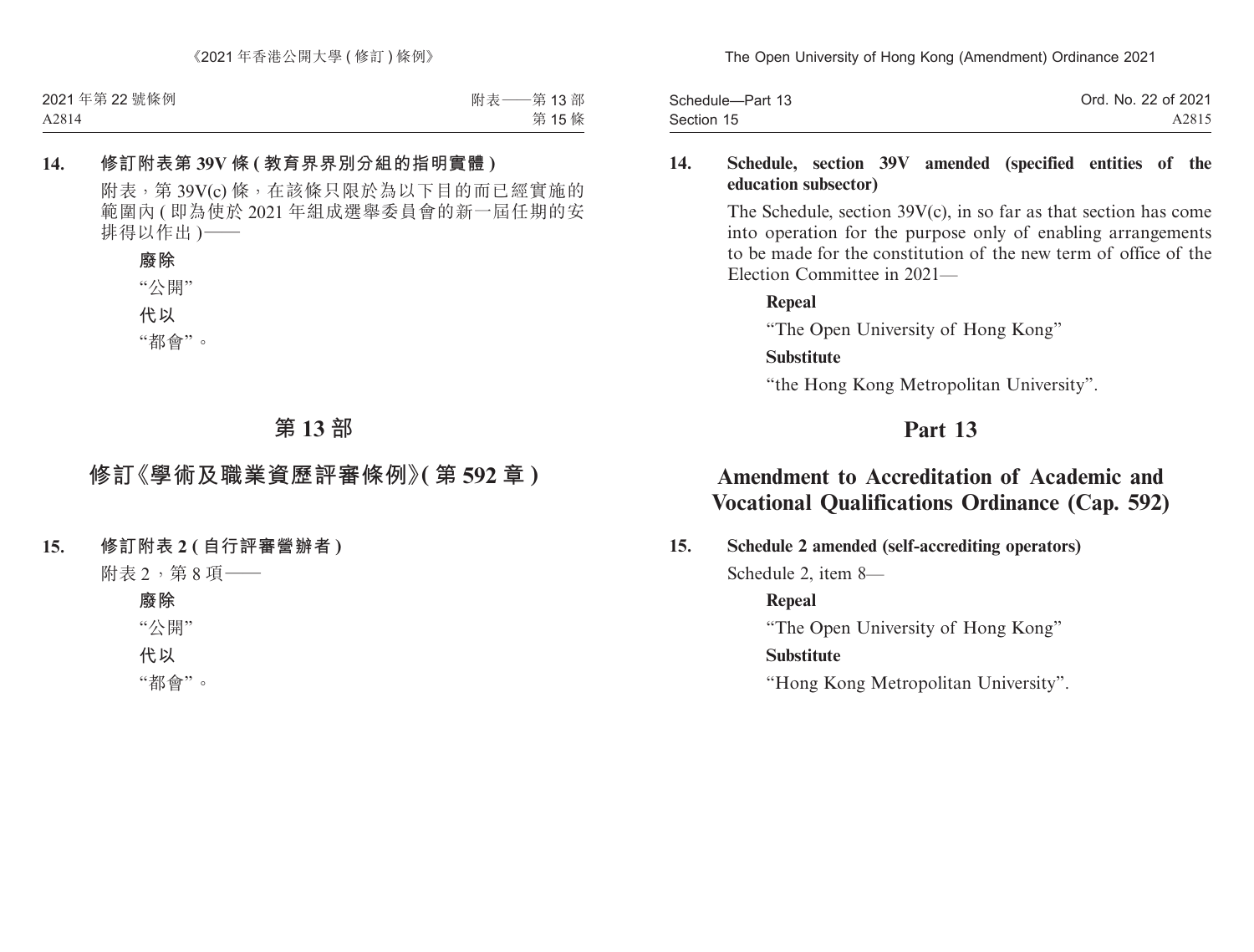**14. 修訂附表第 39V 條 (教育界界別分組的指明實體)**

附表，第 39V(c) 條，在該條只限於為以下目的而已經實施的範圍內 (即為使於 2021 年組成選舉委員會的新一屆任期的安排得以作出)——

**廢除**

"公開"

**代以**

"都會"。

# 第 13 部

## 修訂《學術及職業資歷評審條例》(第 592 章)

**15. 修訂附表 2 (自行評審營辦者)**

附表 2，第 8 項——

**廢除**

"公開"

**代以**

"都會"。

**14. Schedule, section 39V amended (specified entities of the education subsector)**

The Schedule, section 39V(c), in so far as that section has come into operation for the purpose only of enabling arrangements to be made for the constitution of the new term of office of the Election Committee in 2021—

**Repeal**

"The Open University of Hong Kong"

**Substitute**

"the Hong Kong Metropolitan University".

# Part 13

## Amendment to Accreditation of Academic and Vocational Qualifications Ordinance (Cap. 592)

**15. Schedule 2 amended (self-accrediting operators)**

Schedule 2, item 8—

**Repeal**

"The Open University of Hong Kong"

**Substitute**

"Hong Kong Metropolitan University".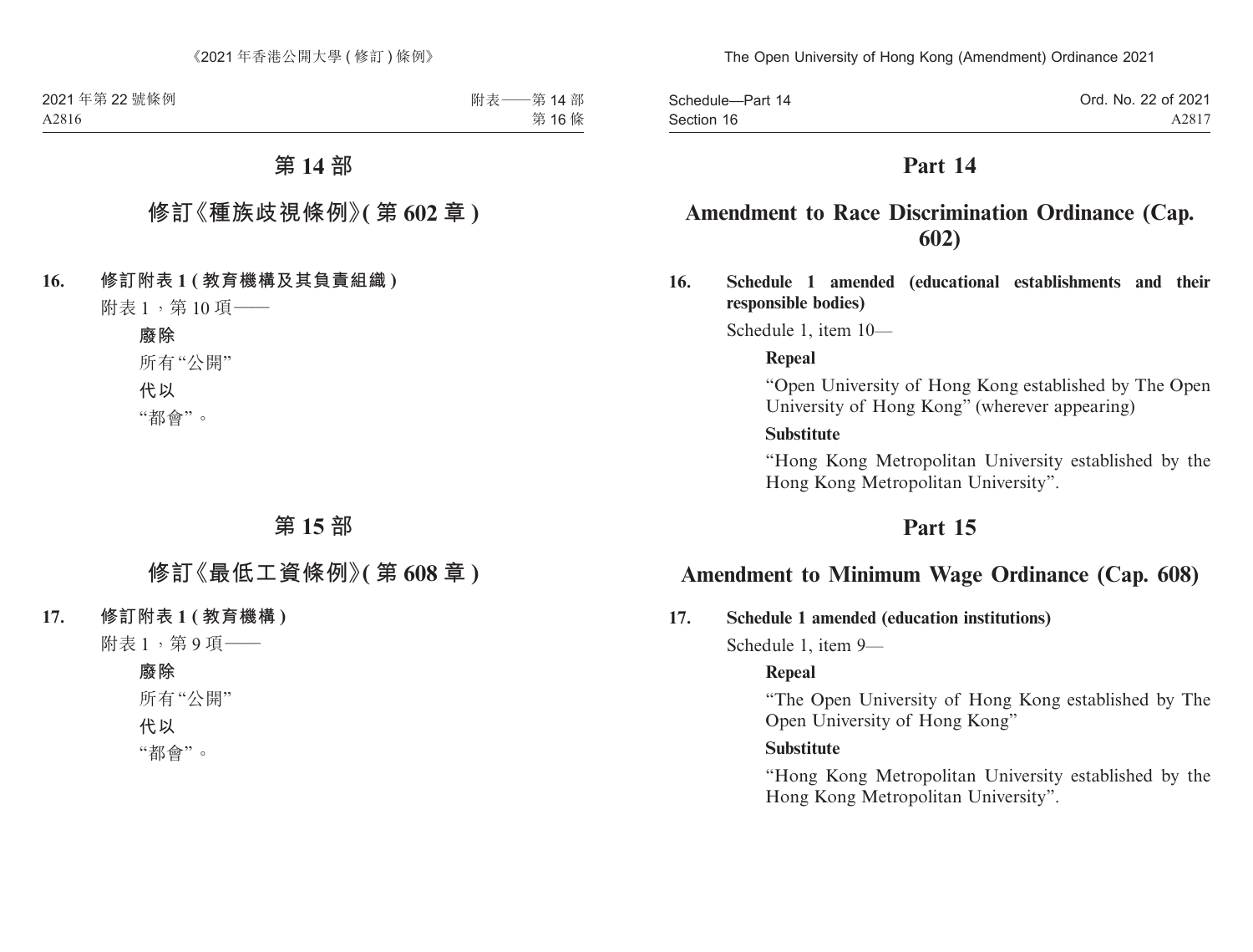## 第 14 部

## 修訂《種族歧視條例》(第 602 章)

**16. 修訂附表 1 (教育機構及其負責組織)**

附表 1，第 10 項——

**廢除**

所有“公開”

**代以**

“都會”。

## 第 15 部

## 修訂《最低工資條例》(第 608 章)

**17. 修訂附表 1 (教育機構)**

附表 1，第 9 項——

**廢除**

所有“公開”

**代以**

“都會”。

## Part 14

## Amendment to Race Discrimination Ordinance (Cap. 602)

**16. Schedule 1 amended (educational establishments and their responsible bodies)**

Schedule 1, item 10—

**Repeal**

“Open University of Hong Kong established by The Open University of Hong Kong” (wherever appearing)

**Substitute**

“Hong Kong Metropolitan University established by the Hong Kong Metropolitan University”.

## Part 15

## Amendment to Minimum Wage Ordinance (Cap. 608)

**17. Schedule 1 amended (education institutions)**

Schedule 1, item 9—

**Repeal**

“The Open University of Hong Kong established by The Open University of Hong Kong”

**Substitute**

“Hong Kong Metropolitan University established by the Hong Kong Metropolitan University”.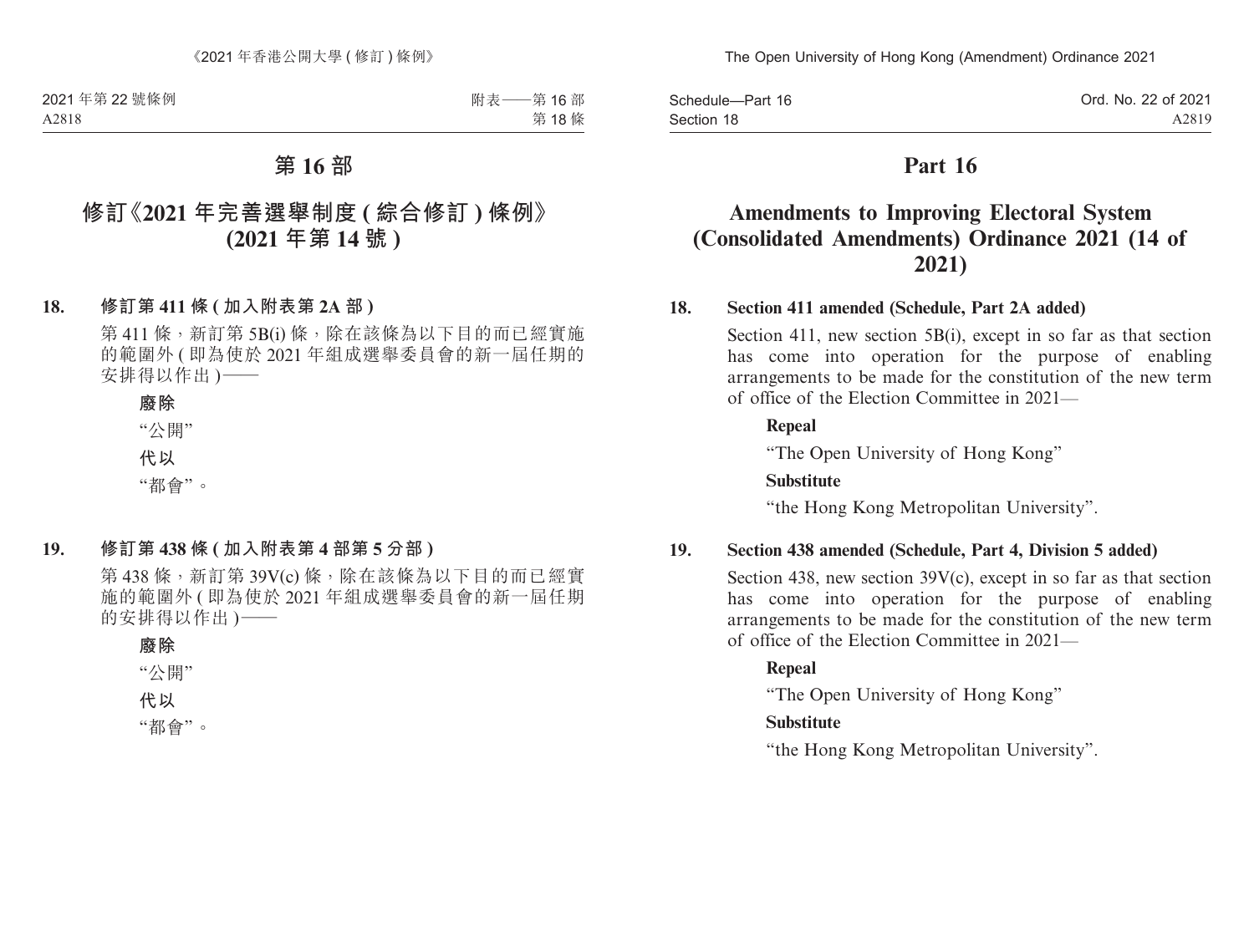# 第 16 部

## 修訂《2021 年完善選舉制度 (綜合修訂) 條例》(2021 年第 14 號)

**18. 修訂第 411 條 (加入附表第 2A 部)**

第 411 條，新訂第 5B(i) 條，除在該條為以下目的而已經實施的範圍外 (即為使於 2021 年組成選舉委員會的新一屆任期的安排得以作出)——

**廢除**

“公開”

**代以**

“都會”。

**19. 修訂第 438 條 (加入附表第 4 部第 5 分部)**

第 438 條，新訂第 39V(c) 條，除在該條為以下目的而已經實施的範圍外 (即為使於 2021 年組成選舉委員會的新一屆任期的安排得以作出)——

**廢除**

“公開”

**代以**

“都會”。

# Part 16

## Amendments to Improving Electoral System (Consolidated Amendments) Ordinance 2021 (14 of 2021)

**18. Section 411 amended (Schedule, Part 2A added)**

Section 411, new section 5B(i), except in so far as that section has come into operation for the purpose of enabling arrangements to be made for the constitution of the new term of office of the Election Committee in 2021—

**Repeal**

“The Open University of Hong Kong”

**Substitute**

“the Hong Kong Metropolitan University”.

**19. Section 438 amended (Schedule, Part 4, Division 5 added)**

Section 438, new section 39V(c), except in so far as that section has come into operation for the purpose of enabling arrangements to be made for the constitution of the new term of office of the Election Committee in 2021—

**Repeal**

“The Open University of Hong Kong”

**Substitute**

“the Hong Kong Metropolitan University”.